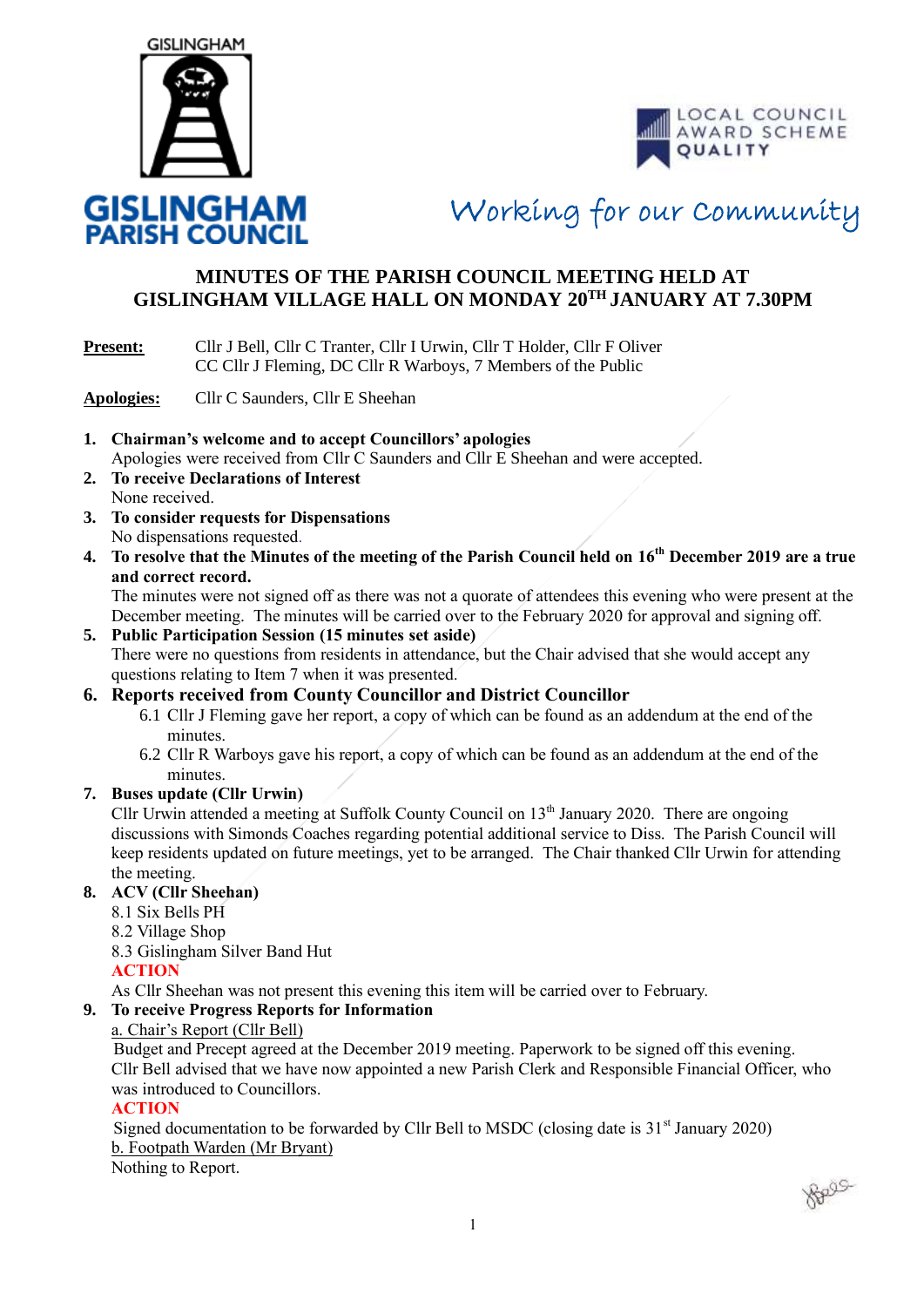GISLINGHAM

**GISLINGHAM PARISH COUNCIL**

LOCAL COUNCIL AWARD SCHEME QUALITY

*Working for our Community*

# MINUTES OF THE PARISH COUNCIL MEETING HELD AT GISLINGHAM VILLAGE HALL ON MONDAY 20TH JANUARY AT 7.30PM

**Present:** Cllr J Bell, Cllr C Tranter, Cllr I Urwin, Cllr T Holder, Cllr F Oliver
CC Cllr J Fleming, DC Cllr R Warboys, 7 Members of the Public

**Apologies:** Cllr C Saunders, Cllr E Sheehan

1. **Chairman's welcome and to accept Councillors' apologies**
   Apologies were received from Cllr C Saunders and Cllr E Sheehan and were accepted.
2. **To receive Declarations of Interest**
   None received.
3. **To consider requests for Dispensations**
   No dispensations requested.
4. **To resolve that the Minutes of the meeting of the Parish Council held on 16th December 2019 are a true and correct record.**
   The minutes were not signed off as there was not a quorate of attendees this evening who were present at the December meeting. The minutes will be carried over to the February 2020 for approval and signing off.
5. **Public Participation Session (15 minutes set aside)**
   There were no questions from residents in attendance, but the Chair advised that she would accept any questions relating to Item 7 when it was presented.
6. **Reports received from County Councillor and District Councillor**
   6.1 Cllr J Fleming gave her report, a copy of which can be found as an addendum at the end of the minutes.
   6.2 Cllr R Warboys gave his report, a copy of which can be found as an addendum at the end of the minutes.
7. **Buses update (Cllr Urwin)**
   Cllr Urwin attended a meeting at Suffolk County Council on 13th January 2020. There are ongoing discussions with Simonds Coaches regarding potential additional service to Diss. The Parish Council will keep residents updated on future meetings, yet to be arranged. The Chair thanked Cllr Urwin for attending the meeting.
8. **ACV (Cllr Sheehan)**
   8.1 Six Bells PH
   8.2 Village Shop
   8.3 Gislingham Silver Band Hut
   **ACTION**
   As Cllr Sheehan was not present this evening this item will be carried over to February.
9. **To receive Progress Reports for Information**
   a. Chair's Report (Cllr Bell)
   Budget and Precept agreed at the December 2019 meeting. Paperwork to be signed off this evening.
   Cllr Bell advised that we have now appointed a new Parish Clerk and Responsible Financial Officer, who was introduced to Councillors.
   **ACTION**
   Signed documentation to be forwarded by Cllr Bell to MSDC (closing date is 31st January 2020)
   b. Footpath Warden (Mr Bryant)
   Nothing to Report.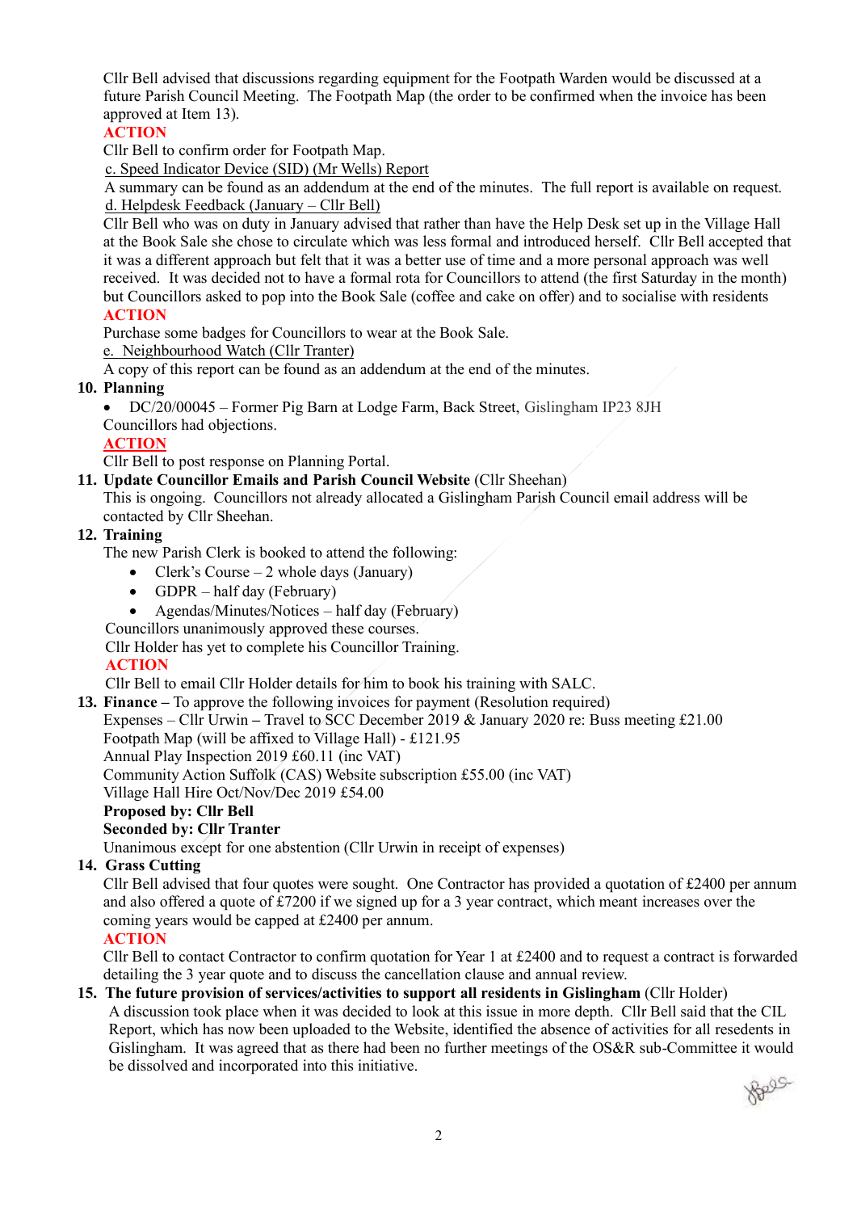Cllr Bell advised that discussions regarding equipment for the Footpath Warden would be discussed at a future Parish Council Meeting. The Footpath Map (the order to be confirmed when the invoice has been approved at Item 13).

**ACTION**

Cllr Bell to confirm order for Footpath Map.

c. Speed Indicator Device (SID) (Mr Wells) Report

A summary can be found as an addendum at the end of the minutes. The full report is available on request.

d. Helpdesk Feedback (January – Cllr Bell)

Cllr Bell who was on duty in January advised that rather than have the Help Desk set up in the Village Hall at the Book Sale she chose to circulate which was less formal and introduced herself. Cllr Bell accepted that it was a different approach but felt that it was a better use of time and a more personal approach was well received. It was decided not to have a formal rota for Councillors to attend (the first Saturday in the month) but Councillors asked to pop into the Book Sale (coffee and cake on offer) and to socialise with residents

**ACTION**

Purchase some badges for Councillors to wear at the Book Sale.

e. Neighbourhood Watch (Cllr Tranter)

A copy of this report can be found as an addendum at the end of the minutes.

**10. Planning**

- DC/20/00045 – Former Pig Barn at Lodge Farm, Back Street, Gislingham IP23 8JH

Councillors had objections.

**ACTION**

Cllr Bell to post response on Planning Portal.

**11. Update Councillor Emails and Parish Council Website** (Cllr Sheehan)

This is ongoing. Councillors not already allocated a Gislingham Parish Council email address will be contacted by Cllr Sheehan.

**12. Training**

The new Parish Clerk is booked to attend the following:

- Clerk's Course – 2 whole days (January)
- GDPR – half day (February)
- Agendas/Minutes/Notices – half day (February)

Councillors unanimously approved these courses.

Cllr Holder has yet to complete his Councillor Training.

**ACTION**

Cllr Bell to email Cllr Holder details for him to book his training with SALC.

**13. Finance –** To approve the following invoices for payment (Resolution required)

Expenses – Cllr Urwin **–** Travel to SCC December 2019 & January 2020 re: Buss meeting £21.00

Footpath Map (will be affixed to Village Hall) - £121.95

Annual Play Inspection 2019 £60.11 (inc VAT)

Community Action Suffolk (CAS) Website subscription £55.00 (inc VAT)

Village Hall Hire Oct/Nov/Dec 2019 £54.00

**Proposed by: Cllr Bell**

**Seconded by: Cllr Tranter**

Unanimous except for one abstention (Cllr Urwin in receipt of expenses)

**14. Grass Cutting**

Cllr Bell advised that four quotes were sought. One Contractor has provided a quotation of £2400 per annum and also offered a quote of £7200 if we signed up for a 3 year contract, which meant increases over the coming years would be capped at £2400 per annum.

**ACTION**

Cllr Bell to contact Contractor to confirm quotation for Year 1 at £2400 and to request a contract is forwarded detailing the 3 year quote and to discuss the cancellation clause and annual review.

**15. The future provision of services/activities to support all residents in Gislingham** (Cllr Holder)

A discussion took place when it was decided to look at this issue in more depth. Cllr Bell said that the CIL Report, which has now been uploaded to the Website, identified the absence of activities for all resedents in Gislingham. It was agreed that as there had been no further meetings of the OS&R sub-Committee it would be dissolved and incorporated into this initiative.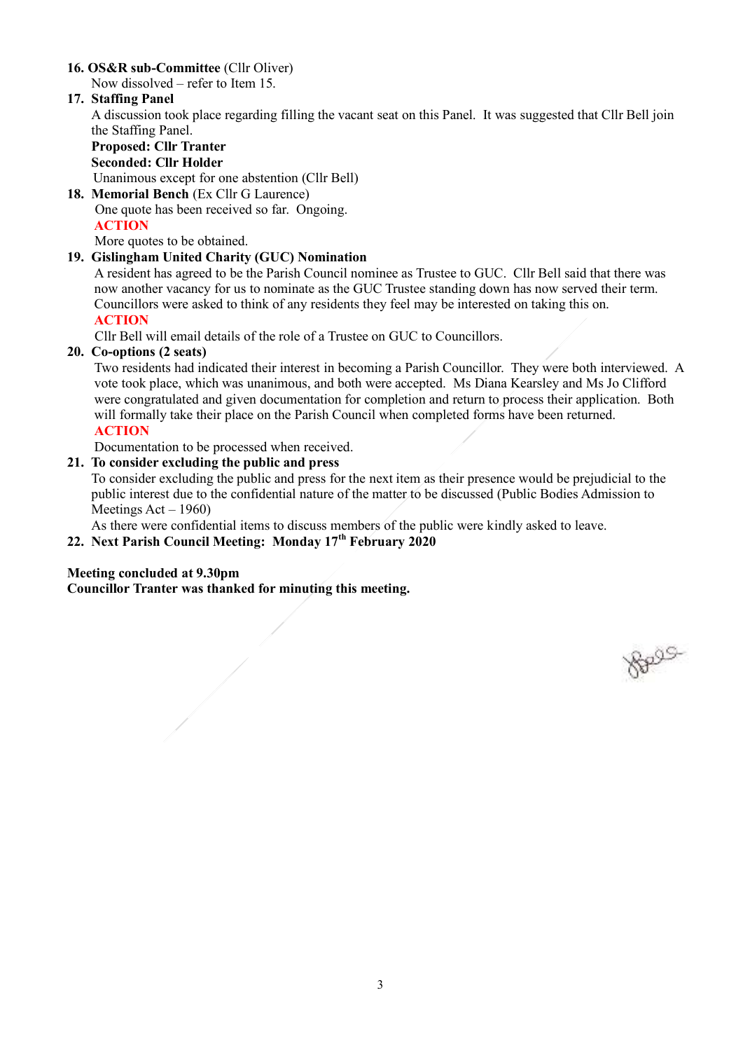**16. OS&R sub-Committee** (Cllr Oliver)

Now dissolved – refer to Item 15.

**17. Staffing Panel**

A discussion took place regarding filling the vacant seat on this Panel. It was suggested that Cllr Bell join the Staffing Panel.

**Proposed: Cllr Tranter**
**Seconded: Cllr Holder**

Unanimous except for one abstention (Cllr Bell)

**18. Memorial Bench** (Ex Cllr G Laurence)

One quote has been received so far. Ongoing.

ACTION

More quotes to be obtained.

**19. Gislingham United Charity (GUC) Nomination**

A resident has agreed to be the Parish Council nominee as Trustee to GUC. Cllr Bell said that there was now another vacancy for us to nominate as the GUC Trustee standing down has now served their term. Councillors were asked to think of any residents they feel may be interested on taking this on.

ACTION

Cllr Bell will email details of the role of a Trustee on GUC to Councillors.

**20. Co-options (2 seats)**

Two residents had indicated their interest in becoming a Parish Councillor. They were both interviewed. A vote took place, which was unanimous, and both were accepted. Ms Diana Kearsley and Ms Jo Clifford were congratulated and given documentation for completion and return to process their application. Both will formally take their place on the Parish Council when completed forms have been returned.

ACTION

Documentation to be processed when received.

**21. To consider excluding the public and press**

To consider excluding the public and press for the next item as their presence would be prejudicial to the public interest due to the confidential nature of the matter to be discussed (Public Bodies Admission to Meetings Act – 1960)

As there were confidential items to discuss members of the public were kindly asked to leave.

**22. Next Parish Council Meeting: Monday 17th February 2020**

**Meeting concluded at 9.30pm**
**Councillor Tranter was thanked for minuting this meeting.**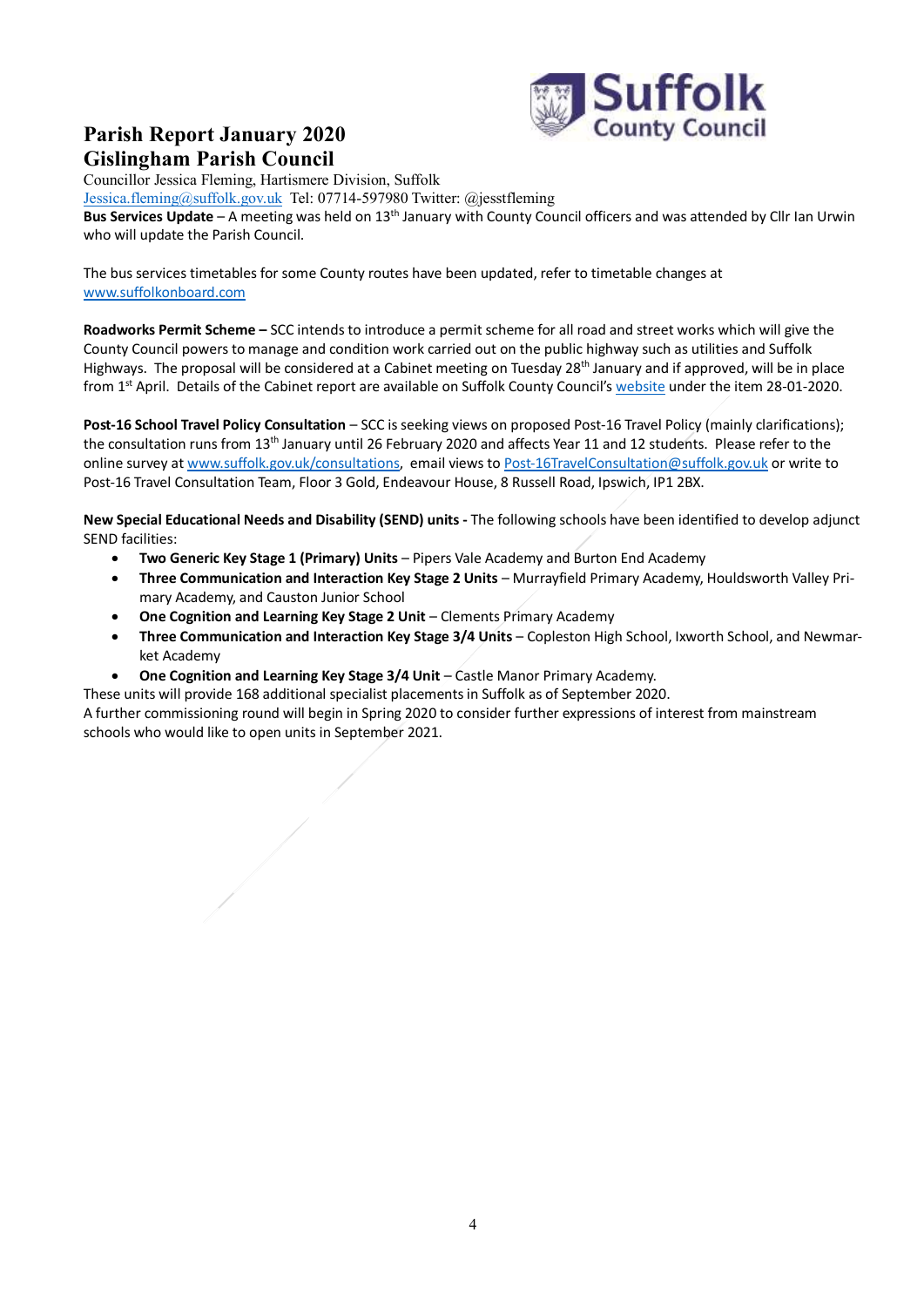# Parish Report January 2020
# Gislingham Parish Council

Councillor Jessica Fleming, Hartismere Division, Suffolk
Jessica.fleming@suffolk.gov.uk Tel: 07714-597980 Twitter: @jesstfleming

**Bus Services Update** – A meeting was held on 13th January with County Council officers and was attended by Cllr Ian Urwin who will update the Parish Council.

The bus services timetables for some County routes have been updated, refer to timetable changes at www.suffolkonboard.com

**Roadworks Permit Scheme –** SCC intends to introduce a permit scheme for all road and street works which will give the County Council powers to manage and condition work carried out on the public highway such as utilities and Suffolk Highways. The proposal will be considered at a Cabinet meeting on Tuesday 28th January and if approved, will be in place from 1st April. Details of the Cabinet report are available on Suffolk County Council's website under the item 28-01-2020.

**Post-16 School Travel Policy Consultation** – SCC is seeking views on proposed Post-16 Travel Policy (mainly clarifications); the consultation runs from 13th January until 26 February 2020 and affects Year 11 and 12 students. Please refer to the online survey at www.suffolk.gov.uk/consultations, email views to Post-16TravelConsultation@suffolk.gov.uk or write to Post-16 Travel Consultation Team, Floor 3 Gold, Endeavour House, 8 Russell Road, Ipswich, IP1 2BX.

**New Special Educational Needs and Disability (SEND) units -** The following schools have been identified to develop adjunct SEND facilities:

- **Two Generic Key Stage 1 (Primary) Units** – Pipers Vale Academy and Burton End Academy
- **Three Communication and Interaction Key Stage 2 Units** – Murrayfield Primary Academy, Houldsworth Valley Primary Academy, and Causton Junior School
- **One Cognition and Learning Key Stage 2 Unit** – Clements Primary Academy
- **Three Communication and Interaction Key Stage 3/4 Units** – Copleston High School, Ixworth School, and Newmarket Academy
- **One Cognition and Learning Key Stage 3/4 Unit** – Castle Manor Primary Academy.

These units will provide 168 additional specialist placements in Suffolk as of September 2020.
A further commissioning round will begin in Spring 2020 to consider further expressions of interest from mainstream schools who would like to open units in September 2021.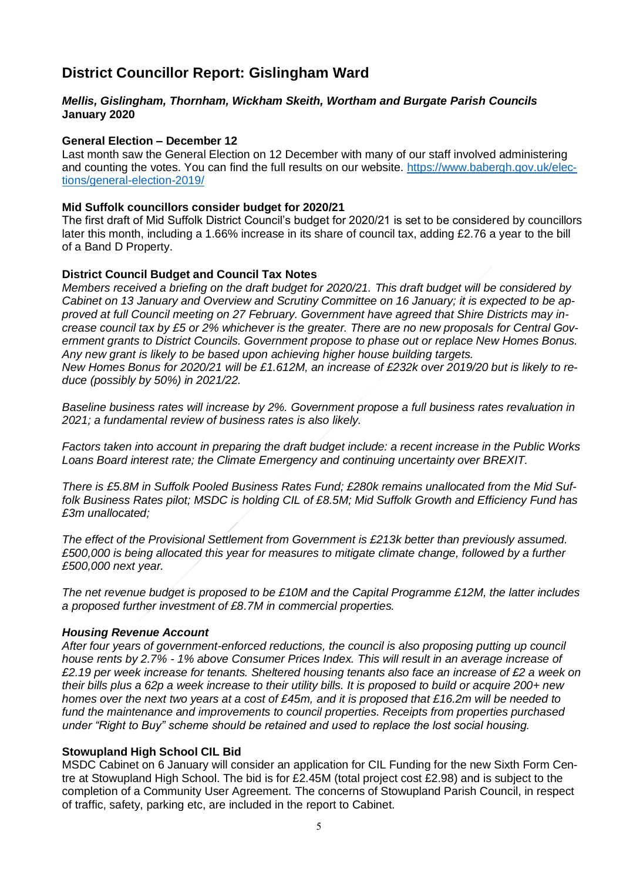# District Councillor Report: Gislingham Ward

***Mellis, Gislingham, Thornham, Wickham Skeith, Wortham and Burgate Parish Councils***
**January 2020**

**General Election – December 12**
Last month saw the General Election on 12 December with many of our staff involved administering and counting the votes. You can find the full results on our website. [https://www.babergh.gov.uk/elections/general-election-2019/](https://www.babergh.gov.uk/elections/general-election-2019/)

**Mid Suffolk councillors consider budget for 2020/21**
The first draft of Mid Suffolk District Council's budget for 2020/21 is set to be considered by councillors later this month, including a 1.66% increase in its share of council tax, adding £2.76 a year to the bill of a Band D Property.

**District Council Budget and Council Tax Notes**
*Members received a briefing on the draft budget for 2020/21. This draft budget will be considered by Cabinet on 13 January and Overview and Scrutiny Committee on 16 January; it is expected to be approved at full Council meeting on 27 February. Government have agreed that Shire Districts may increase council tax by £5 or 2% whichever is the greater. There are no new proposals for Central Government grants to District Councils. Government propose to phase out or replace New Homes Bonus. Any new grant is likely to be based upon achieving higher house building targets.*
*New Homes Bonus for 2020/21 will be £1.612M, an increase of £232k over 2019/20 but is likely to reduce (possibly by 50%) in 2021/22.*

*Baseline business rates will increase by 2%. Government propose a full business rates revaluation in 2021; a fundamental review of business rates is also likely.*

*Factors taken into account in preparing the draft budget include: a recent increase in the Public Works Loans Board interest rate; the Climate Emergency and continuing uncertainty over BREXIT.*

*There is £5.8M in Suffolk Pooled Business Rates Fund; £280k remains unallocated from the Mid Suffolk Business Rates pilot; MSDC is holding CIL of £8.5M; Mid Suffolk Growth and Efficiency Fund has £3m unallocated;*

*The effect of the Provisional Settlement from Government is £213k better than previously assumed. £500,000 is being allocated this year for measures to mitigate climate change, followed by a further £500,000 next year.*

*The net revenue budget is proposed to be £10M and the Capital Programme £12M, the latter includes a proposed further investment of £8.7M in commercial properties.*

***Housing Revenue Account***
*After four years of government-enforced reductions, the council is also proposing putting up council house rents by 2.7% - 1% above Consumer Prices Index. This will result in an average increase of £2.19 per week increase for tenants. Sheltered housing tenants also face an increase of £2 a week on their bills plus a 62p a week increase to their utility bills. It is proposed to build or acquire 200+ new homes over the next two years at a cost of £45m, and it is proposed that £16.2m will be needed to fund the maintenance and improvements to council properties. Receipts from properties purchased under "Right to Buy" scheme should be retained and used to replace the lost social housing.*

**Stowupland High School CIL Bid**
MSDC Cabinet on 6 January will consider an application for CIL Funding for the new Sixth Form Centre at Stowupland High School. The bid is for £2.45M (total project cost £2.98) and is subject to the completion of a Community User Agreement. The concerns of Stowupland Parish Council, in respect of traffic, safety, parking etc, are included in the report to Cabinet.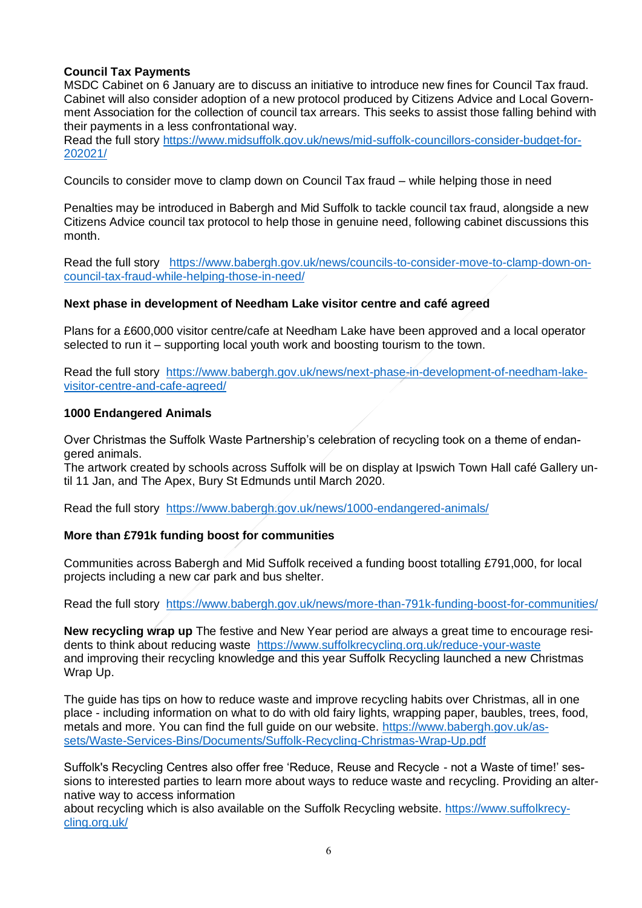**Council Tax Payments**
MSDC Cabinet on 6 January are to discuss an initiative to introduce new fines for Council Tax fraud. Cabinet will also consider adoption of a new protocol produced by Citizens Advice and Local Government Association for the collection of council tax arrears. This seeks to assist those falling behind with their payments in a less confrontational way.
Read the full story https://www.midsuffolk.gov.uk/news/mid-suffolk-councillors-consider-budget-for-202021/

Councils to consider move to clamp down on Council Tax fraud – while helping those in need

Penalties may be introduced in Babergh and Mid Suffolk to tackle council tax fraud, alongside a new Citizens Advice council tax protocol to help those in genuine need, following cabinet discussions this month.

Read the full story https://www.babergh.gov.uk/news/councils-to-consider-move-to-clamp-down-on-council-tax-fraud-while-helping-those-in-need/

**Next phase in development of Needham Lake visitor centre and café agreed**

Plans for a £600,000 visitor centre/cafe at Needham Lake have been approved and a local operator selected to run it – supporting local youth work and boosting tourism to the town.

Read the full story https://www.babergh.gov.uk/news/next-phase-in-development-of-needham-lake-visitor-centre-and-cafe-agreed/

**1000 Endangered Animals**

Over Christmas the Suffolk Waste Partnership's celebration of recycling took on a theme of endangered animals.
The artwork created by schools across Suffolk will be on display at Ipswich Town Hall café Gallery until 11 Jan, and The Apex, Bury St Edmunds until March 2020.

Read the full story https://www.babergh.gov.uk/news/1000-endangered-animals/

**More than £791k funding boost for communities**

Communities across Babergh and Mid Suffolk received a funding boost totalling £791,000, for local projects including a new car park and bus shelter.

Read the full story https://www.babergh.gov.uk/news/more-than-791k-funding-boost-for-communities/

**New recycling wrap up** The festive and New Year period are always a great time to encourage residents to think about reducing waste https://www.suffolkrecycling.org.uk/reduce-your-waste and improving their recycling knowledge and this year Suffolk Recycling launched a new Christmas Wrap Up.

The guide has tips on how to reduce waste and improve recycling habits over Christmas, all in one place - including information on what to do with old fairy lights, wrapping paper, baubles, trees, food, metals and more. You can find the full guide on our website. https://www.babergh.gov.uk/assets/Waste-Services-Bins/Documents/Suffolk-Recycling-Christmas-Wrap-Up.pdf

Suffolk's Recycling Centres also offer free 'Reduce, Reuse and Recycle - not a Waste of time!' sessions to interested parties to learn more about ways to reduce waste and recycling. Providing an alternative way to access information
about recycling which is also available on the Suffolk Recycling website. https://www.suffolkrecycling.org.uk/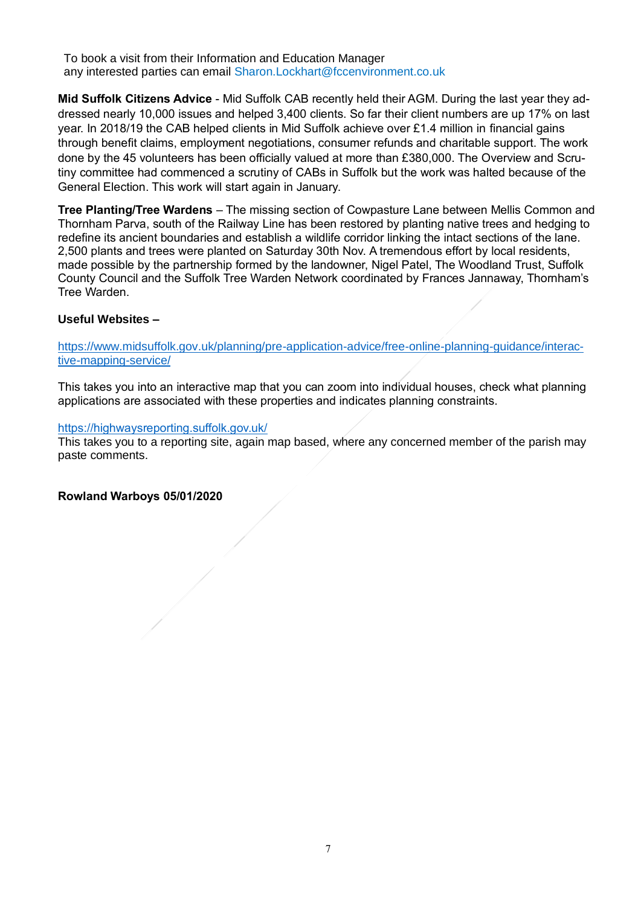To book a visit from their Information and Education Manager
any interested parties can email Sharon.Lockhart@fccenvironment.co.uk

**Mid Suffolk Citizens Advice** - Mid Suffolk CAB recently held their AGM. During the last year they addressed nearly 10,000 issues and helped 3,400 clients. So far their client numbers are up 17% on last year. In 2018/19 the CAB helped clients in Mid Suffolk achieve over £1.4 million in financial gains through benefit claims, employment negotiations, consumer refunds and charitable support. The work done by the 45 volunteers has been officially valued at more than £380,000. The Overview and Scrutiny committee had commenced a scrutiny of CABs in Suffolk but the work was halted because of the General Election. This work will start again in January.

**Tree Planting/Tree Wardens** – The missing section of Cowpasture Lane between Mellis Common and Thornham Parva, south of the Railway Line has been restored by planting native trees and hedging to redefine its ancient boundaries and establish a wildlife corridor linking the intact sections of the lane. 2,500 plants and trees were planted on Saturday 30th Nov. A tremendous effort by local residents, made possible by the partnership formed by the landowner, Nigel Patel, The Woodland Trust, Suffolk County Council and the Suffolk Tree Warden Network coordinated by Frances Jannaway, Thornham's Tree Warden.

**Useful Websites –**

https://www.midsuffolk.gov.uk/planning/pre-application-advice/free-online-planning-guidance/interactive-mapping-service/

This takes you into an interactive map that you can zoom into individual houses, check what planning applications are associated with these properties and indicates planning constraints.

https://highwaysreporting.suffolk.gov.uk/
This takes you to a reporting site, again map based, where any concerned member of the parish may paste comments.

**Rowland Warboys 05/01/2020**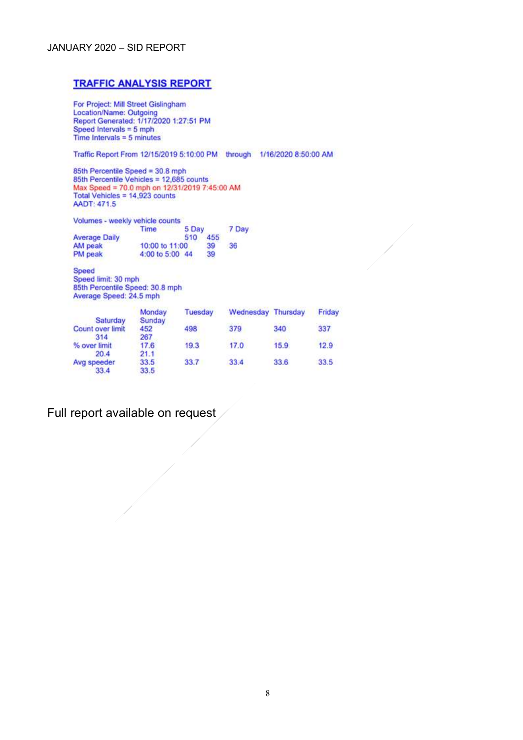JANUARY 2020 – SID REPORT

## TRAFFIC ANALYSIS REPORT

For Project: Mill Street Gislingham
Location/Name: Outgoing
Report Generated: 1/17/2020 1:27:51 PM
Speed Intervals = 5 mph
Time Intervals = 5 minutes

Traffic Report From 12/15/2019 5:10:00 PM through 1/16/2020 8:50:00 AM

85th Percentile Speed = 30.8 mph
85th Percentile Vehicles = 12,685 counts
Max Speed = 70.0 mph on 12/31/2019 7:45:00 AM
Total Vehicles = 14,923 counts
AADT: 471.5

Volumes - weekly vehicle counts

| | Time | 5 Day | 7 Day |
|---|---|---|---|
| Average Daily | | 510 | 455 |
| AM peak | 10:00 to 11:00 | 39 | 36 |
| PM peak | 4:00 to 5:00 | 44 | 39 |

Speed
Speed limit: 30 mph
85th Percentile Speed: 30.8 mph
Average Speed: 24.5 mph

| | Monday | Tuesday | Wednesday | Thursday | Friday | Saturday | Sunday |
|---|---|---|---|---|---|---|---|
| Count over limit | 452 | 498 | 379 | 340 | 337 | 314 | 267 |
| % over limit | 17.6 | 19.3 | 17.0 | 15.9 | 12.9 | 20.4 | 21.1 |
| Avg speeder | 33.5 | 33.7 | 33.4 | 33.6 | 33.5 | 33.4 | 33.5 |

Full report available on request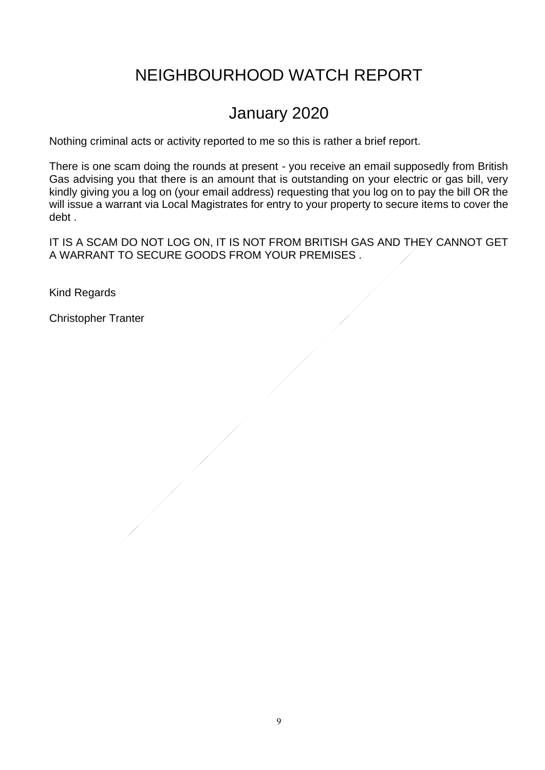# NEIGHBOURHOOD WATCH REPORT

## January 2020

Nothing criminal acts or activity reported to me so this is rather a brief report.

There is one scam doing the rounds at present - you receive an email supposedly from British Gas advising you that there is an amount that is outstanding on your electric or gas bill, very kindly giving you a log on (your email address) requesting that you log on to pay the bill OR the will issue a warrant via Local Magistrates for entry to your property to secure items to cover the debt .

IT IS A SCAM DO NOT LOG ON, IT IS NOT FROM BRITISH GAS AND THEY CANNOT GET A WARRANT TO SECURE GOODS FROM YOUR PREMISES .

Kind Regards

Christopher Tranter